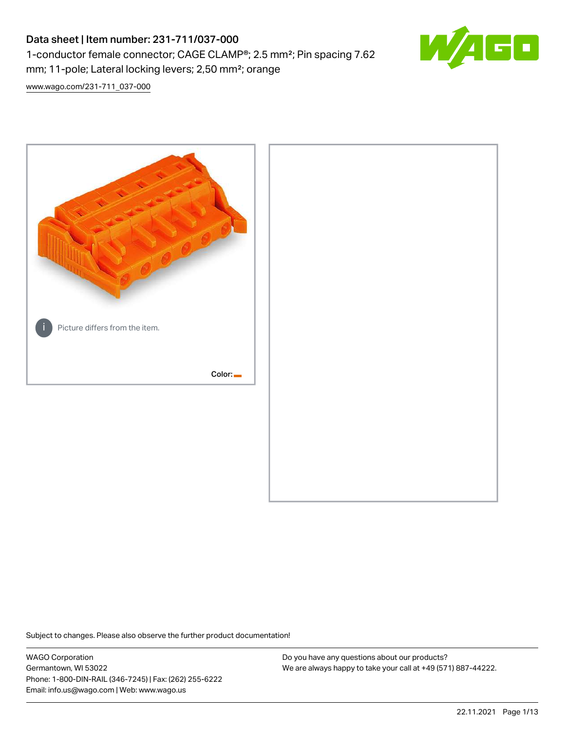# Data sheet | Item number: 231-711/037-000

1-conductor female connector; CAGE CLAMP®; 2.5 mm²; Pin spacing 7.62 mm; 11-pole; Lateral locking levers; 2,50 mm²; orange

www.wago.com/231-711_037-000

Picture differs from the item.

Color:

Subject to changes. Please also observe the further product documentation!

WAGO Corporation
Germantown, WI 53022
Phone: 1-800-DIN-RAIL (346-7245) | Fax: (262) 255-6222
Email: info.us@wago.com | Web: www.wago.us

Do you have any questions about our products?
We are always happy to take your call at +49 (571) 887-44222.

22.11.2021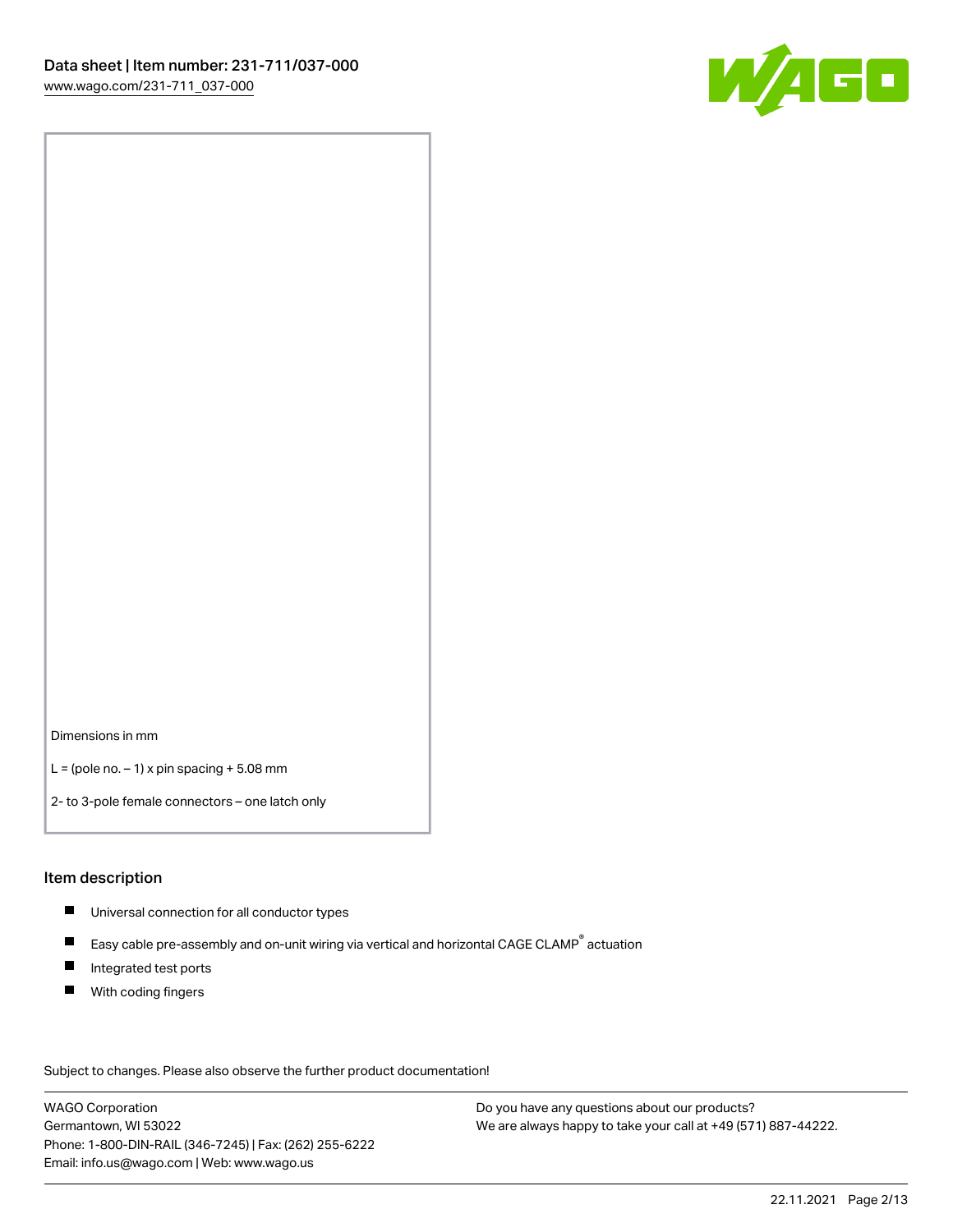Dimensions in mm

L = (pole no. – 1) x pin spacing + 5.08 mm

2- to 3-pole female connectors – one latch only

## Item description

- Universal connection for all conductor types
- Easy cable pre-assembly and on-unit wiring via vertical and horizontal CAGE CLAMP® actuation
- Integrated test ports
- With coding fingers

Subject to changes. Please also observe the further product documentation!

WAGO Corporation
Germantown, WI 53022
Phone: 1-800-DIN-RAIL (346-7245) | Fax: (262) 255-6222
Email: info.us@wago.com | Web: www.wago.us

Do you have any questions about our products?
We are always happy to take your call at +49 (571) 887-44222.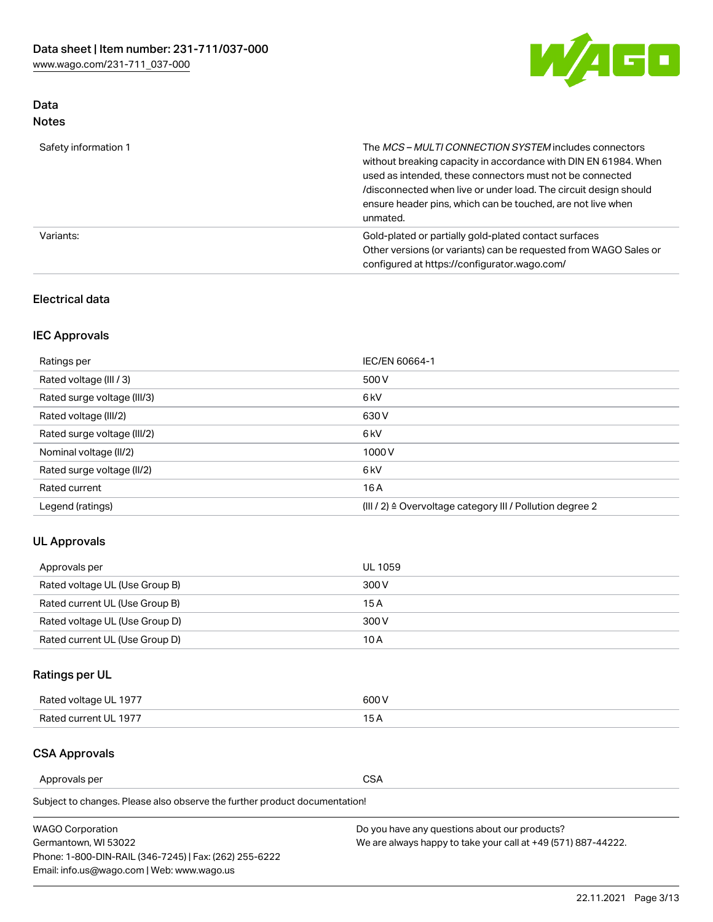## Data
### Notes

| | |
|---|---|
| Safety information 1 | The *MCS – MULTI CONNECTION SYSTEM* includes connectors without breaking capacity in accordance with DIN EN 61984. When used as intended, these connectors must not be connected /disconnected when live or under load. The circuit design should ensure header pins, which can be touched, are not live when unmated. |
| Variants: | Gold-plated or partially gold-plated contact surfaces<br>Other versions (or variants) can be requested from WAGO Sales or configured at https://configurator.wago.com/ |

### Electrical data

### IEC Approvals

| | |
|---|---|
| Ratings per | IEC/EN 60664-1 |
| Rated voltage (III / 3) | 500 V |
| Rated surge voltage (III/3) | 6 kV |
| Rated voltage (III/2) | 630 V |
| Rated surge voltage (III/2) | 6 kV |
| Nominal voltage (II/2) | 1000 V |
| Rated surge voltage (II/2) | 6 kV |
| Rated current | 16 A |
| Legend (ratings) | (III / 2) ≙ Overvoltage category III / Pollution degree 2 |

### UL Approvals

| | |
|---|---|
| Approvals per | UL 1059 |
| Rated voltage UL (Use Group B) | 300 V |
| Rated current UL (Use Group B) | 15 A |
| Rated voltage UL (Use Group D) | 300 V |
| Rated current UL (Use Group D) | 10 A |

### Ratings per UL

| | |
|---|---|
| Rated voltage UL 1977 | 600 V |
| Rated current UL 1977 | 15 A |

### CSA Approvals

| | |
|---|---|
| Approvals per | CSA |

Subject to changes. Please also observe the further product documentation!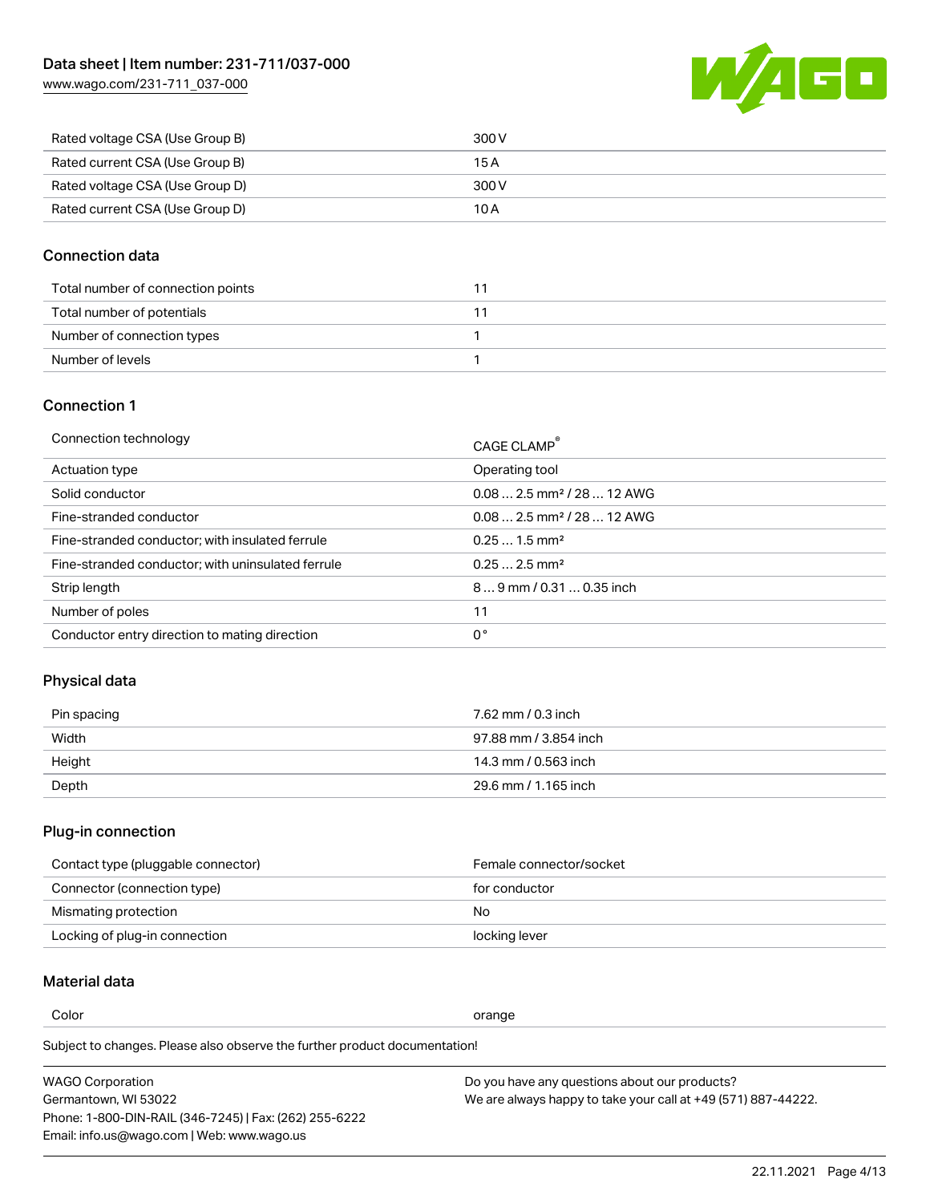| Rated voltage CSA (Use Group B) | 300 V |
| --- | --- |
| Rated current CSA (Use Group B) | 15 A |
| Rated voltage CSA (Use Group D) | 300 V |
| Rated current CSA (Use Group D) | 10 A |

## Connection data

| Total number of connection points | 11 |
| --- | --- |
| Total number of potentials | 11 |
| Number of connection types | 1 |
| Number of levels | 1 |

## Connection 1

| Connection technology | CAGE CLAMP® |
| --- | --- |
| Actuation type | Operating tool |
| Solid conductor | 0.08 … 2.5 mm² / 28 … 12 AWG |
| Fine-stranded conductor | 0.08 … 2.5 mm² / 28 … 12 AWG |
| Fine-stranded conductor; with insulated ferrule | 0.25 … 1.5 mm² |
| Fine-stranded conductor; with uninsulated ferrule | 0.25 … 2.5 mm² |
| Strip length | 8 … 9 mm / 0.31 … 0.35 inch |
| Number of poles | 11 |
| Conductor entry direction to mating direction | 0 ° |

## Physical data

| Pin spacing | 7.62 mm / 0.3 inch |
| --- | --- |
| Width | 97.88 mm / 3.854 inch |
| Height | 14.3 mm / 0.563 inch |
| Depth | 29.6 mm / 1.165 inch |

## Plug-in connection

| Contact type (pluggable connector) | Female connector/socket |
| --- | --- |
| Connector (connection type) | for conductor |
| Mismating protection | No |
| Locking of plug-in connection | locking lever |

## Material data

| Color | orange |
| --- | --- |

Subject to changes. Please also observe the further product documentation!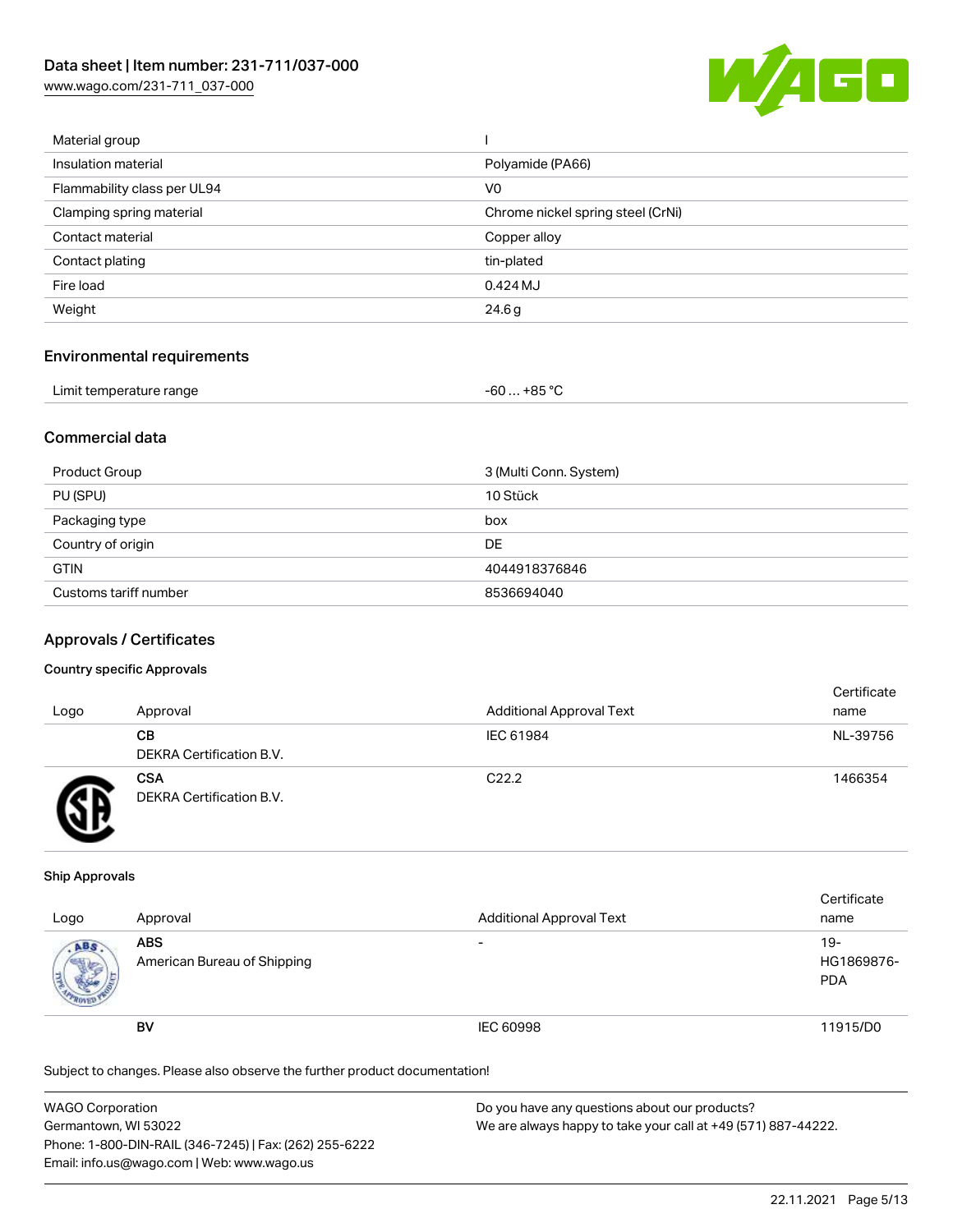| | |
|---|---|
| Material group | I |
| Insulation material | Polyamide (PA66) |
| Flammability class per UL94 | V0 |
| Clamping spring material | Chrome nickel spring steel (CrNi) |
| Contact material | Copper alloy |
| Contact plating | tin-plated |
| Fire load | 0.424 MJ |
| Weight | 24.6 g |

## Environmental requirements

| | |
|---|---|
| Limit temperature range | -60 … +85 °C |

## Commercial data

| | |
|---|---|
| Product Group | 3 (Multi Conn. System) |
| PU (SPU) | 10 Stück |
| Packaging type | box |
| Country of origin | DE |
| GTIN | 4044918376846 |
| Customs tariff number | 8536694040 |

## Approvals / Certificates

### Country specific Approvals

| Logo | Approval | Additional Approval Text | Certificate name |
|---|---|---|---|
| | **CB** DEKRA Certification B.V. | IEC 61984 | NL-39756 |
| | **CSA** DEKRA Certification B.V. | C22.2 | 1466354 |

### Ship Approvals

| Logo | Approval | Additional Approval Text | Certificate name |
|---|---|---|---|
| | **ABS** American Bureau of Shipping | - | 19-HG1869876-PDA |
| | **BV** | IEC 60998 | 11915/D0 |

Subject to changes. Please also observe the further product documentation!

WAGO Corporation
Germantown, WI 53022
Phone: 1-800-DIN-RAIL (346-7245) | Fax: (262) 255-6222
Email: info.us@wago.com | Web: www.wago.us

Do you have any questions about our products?
We are always happy to take your call at +49 (571) 887-44222.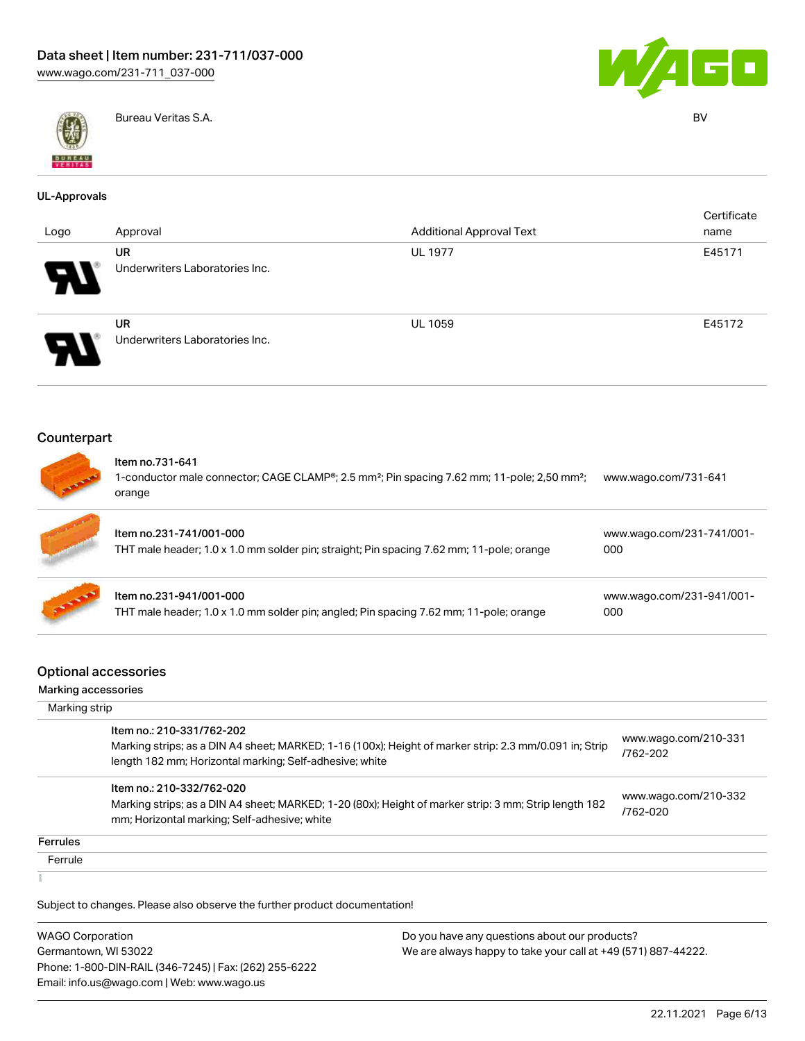Bureau Veritas S.A. | BV

## UL-Approvals

| Logo | Approval | Additional Approval Text | Certificate name |
| --- | --- | --- | --- |
| | UR Underwriters Laboratories Inc. | UL 1977 | E45171 |
| | UR Underwriters Laboratories Inc. | UL 1059 | E45172 |

## Counterpart

| Item | Link |
| --- | --- |
| **Item no.731-641** 1-conductor male connector; CAGE CLAMP®; 2.5 mm²; Pin spacing 7.62 mm; 11-pole; 2,50 mm²; orange | www.wago.com/731-641 |
| **Item no.231-741/001-000** THT male header; 1.0 x 1.0 mm solder pin; straight; Pin spacing 7.62 mm; 11-pole; orange | www.wago.com/231-741/001-000 |
| **Item no.231-941/001-000** THT male header; 1.0 x 1.0 mm solder pin; angled; Pin spacing 7.62 mm; 11-pole; orange | www.wago.com/231-941/001-000 |

## Optional accessories

### Marking accessories

Marking strip

| Item | Link |
| --- | --- |
| **Item no.: 210-331/762-202** Marking strips; as a DIN A4 sheet; MARKED; 1-16 (100x); Height of marker strip: 2.3 mm/0.091 in; Strip length 182 mm; Horizontal marking; Self-adhesive; white | www.wago.com/210-331/762-202 |
| **Item no.: 210-332/762-020** Marking strips; as a DIN A4 sheet; MARKED; 1-20 (80x); Height of marker strip: 3 mm; Strip length 182 mm; Horizontal marking; Self-adhesive; white | www.wago.com/210-332/762-020 |

### Ferrules

Ferrule

Subject to changes. Please also observe the further product documentation!

WAGO Corporation
Germantown, WI 53022
Phone: 1-800-DIN-RAIL (346-7245) | Fax: (262) 255-6222
Email: info.us@wago.com | Web: www.wago.us

Do you have any questions about our products?
We are always happy to take your call at +49 (571) 887-44222.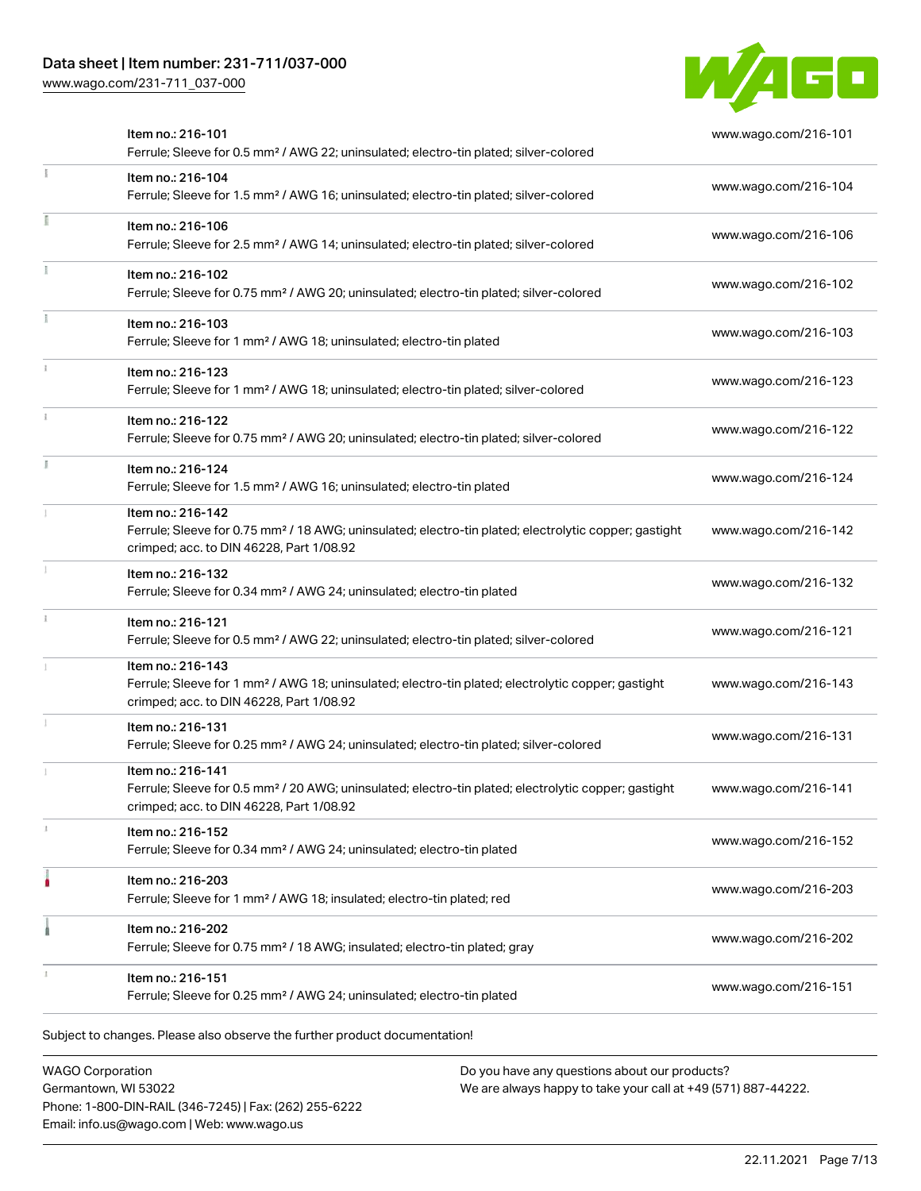| | | |
|---|---|---|
| | Item no.: 216-101<br>Ferrule; Sleeve for 0.5 mm² / AWG 22; uninsulated; electro-tin plated; silver-colored | www.wago.com/216-101 |
| | Item no.: 216-104<br>Ferrule; Sleeve for 1.5 mm² / AWG 16; uninsulated; electro-tin plated; silver-colored | www.wago.com/216-104 |
| | Item no.: 216-106<br>Ferrule; Sleeve for 2.5 mm² / AWG 14; uninsulated; electro-tin plated; silver-colored | www.wago.com/216-106 |
| | Item no.: 216-102<br>Ferrule; Sleeve for 0.75 mm² / AWG 20; uninsulated; electro-tin plated; silver-colored | www.wago.com/216-102 |
| | Item no.: 216-103<br>Ferrule; Sleeve for 1 mm² / AWG 18; uninsulated; electro-tin plated | www.wago.com/216-103 |
| | Item no.: 216-123<br>Ferrule; Sleeve for 1 mm² / AWG 18; uninsulated; electro-tin plated; silver-colored | www.wago.com/216-123 |
| | Item no.: 216-122<br>Ferrule; Sleeve for 0.75 mm² / AWG 20; uninsulated; electro-tin plated; silver-colored | www.wago.com/216-122 |
| | Item no.: 216-124<br>Ferrule; Sleeve for 1.5 mm² / AWG 16; uninsulated; electro-tin plated | www.wago.com/216-124 |
| | Item no.: 216-142<br>Ferrule; Sleeve for 0.75 mm² / 18 AWG; uninsulated; electro-tin plated; electrolytic copper; gastight crimped; acc. to DIN 46228, Part 1/08.92 | www.wago.com/216-142 |
| | Item no.: 216-132<br>Ferrule; Sleeve for 0.34 mm² / AWG 24; uninsulated; electro-tin plated | www.wago.com/216-132 |
| | Item no.: 216-121<br>Ferrule; Sleeve for 0.5 mm² / AWG 22; uninsulated; electro-tin plated; silver-colored | www.wago.com/216-121 |
| | Item no.: 216-143<br>Ferrule; Sleeve for 1 mm² / AWG 18; uninsulated; electro-tin plated; electrolytic copper; gastight crimped; acc. to DIN 46228, Part 1/08.92 | www.wago.com/216-143 |
| | Item no.: 216-131<br>Ferrule; Sleeve for 0.25 mm² / AWG 24; uninsulated; electro-tin plated; silver-colored | www.wago.com/216-131 |
| | Item no.: 216-141<br>Ferrule; Sleeve for 0.5 mm² / 20 AWG; uninsulated; electro-tin plated; electrolytic copper; gastight crimped; acc. to DIN 46228, Part 1/08.92 | www.wago.com/216-141 |
| | Item no.: 216-152<br>Ferrule; Sleeve for 0.34 mm² / AWG 24; uninsulated; electro-tin plated | www.wago.com/216-152 |
| | Item no.: 216-203<br>Ferrule; Sleeve for 1 mm² / AWG 18; insulated; electro-tin plated; red | www.wago.com/216-203 |
| | Item no.: 216-202<br>Ferrule; Sleeve for 0.75 mm² / 18 AWG; insulated; electro-tin plated; gray | www.wago.com/216-202 |
| | Item no.: 216-151<br>Ferrule; Sleeve for 0.25 mm² / AWG 24; uninsulated; electro-tin plated | www.wago.com/216-151 |

Subject to changes. Please also observe the further product documentation!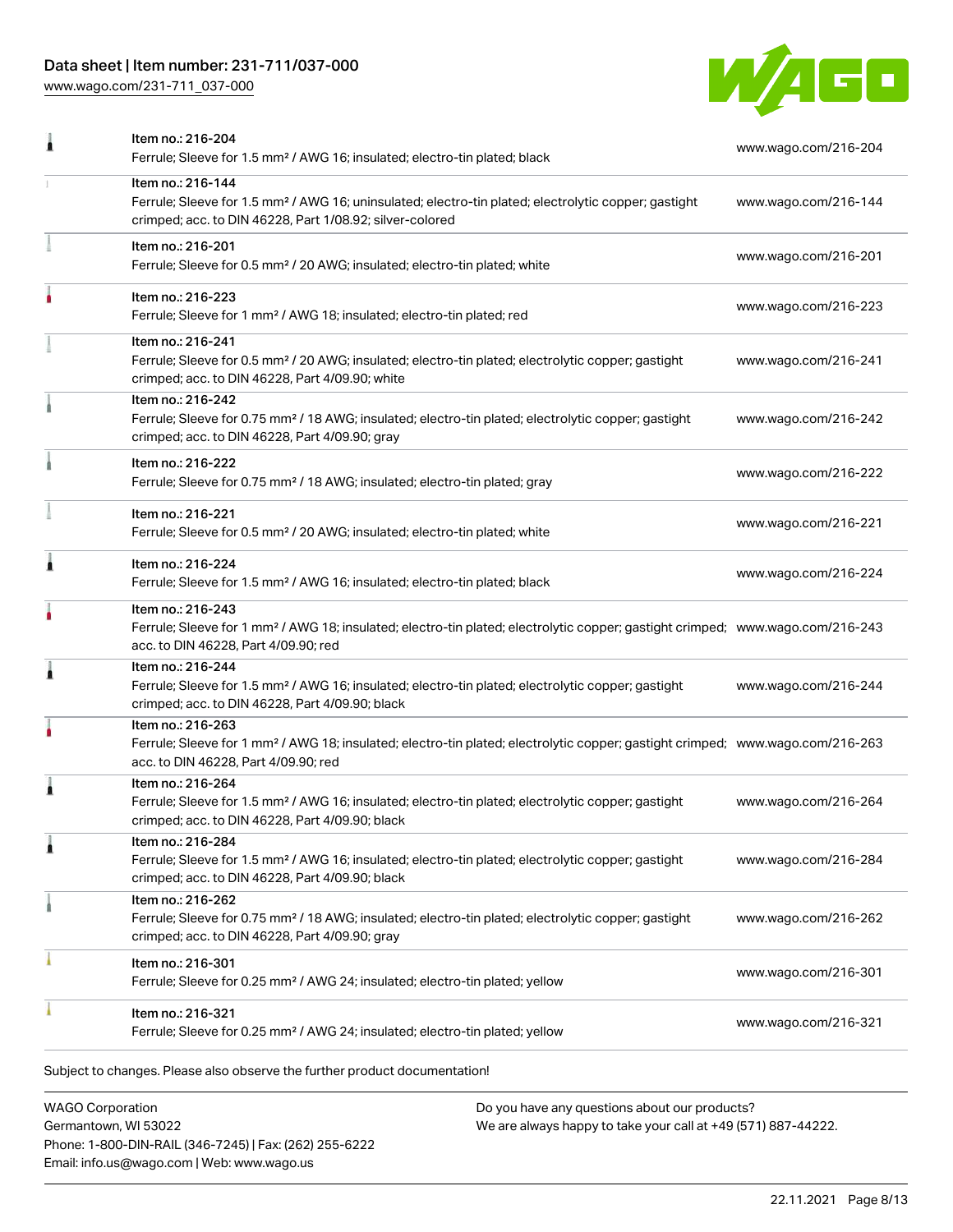| | | |
|---|---|---|
| | Item no.: 216-204<br>Ferrule; Sleeve for 1.5 mm² / AWG 16; insulated; electro-tin plated; black | www.wago.com/216-204 |
| | Item no.: 216-144<br>Ferrule; Sleeve for 1.5 mm² / AWG 16; uninsulated; electro-tin plated; electrolytic copper; gastight crimped; acc. to DIN 46228, Part 1/08.92; silver-colored | www.wago.com/216-144 |
| | Item no.: 216-201<br>Ferrule; Sleeve for 0.5 mm² / 20 AWG; insulated; electro-tin plated; white | www.wago.com/216-201 |
| | Item no.: 216-223<br>Ferrule; Sleeve for 1 mm² / AWG 18; insulated; electro-tin plated; red | www.wago.com/216-223 |
| | Item no.: 216-241<br>Ferrule; Sleeve for 0.5 mm² / 20 AWG; insulated; electro-tin plated; electrolytic copper; gastight crimped; acc. to DIN 46228, Part 4/09.90; white | www.wago.com/216-241 |
| | Item no.: 216-242<br>Ferrule; Sleeve for 0.75 mm² / 18 AWG; insulated; electro-tin plated; electrolytic copper; gastight crimped; acc. to DIN 46228, Part 4/09.90; gray | www.wago.com/216-242 |
| | Item no.: 216-222<br>Ferrule; Sleeve for 0.75 mm² / 18 AWG; insulated; electro-tin plated; gray | www.wago.com/216-222 |
| | Item no.: 216-221<br>Ferrule; Sleeve for 0.5 mm² / 20 AWG; insulated; electro-tin plated; white | www.wago.com/216-221 |
| | Item no.: 216-224<br>Ferrule; Sleeve for 1.5 mm² / AWG 16; insulated; electro-tin plated; black | www.wago.com/216-224 |
| | Item no.: 216-243<br>Ferrule; Sleeve for 1 mm² / AWG 18; insulated; electro-tin plated; electrolytic copper; gastight crimped; acc. to DIN 46228, Part 4/09.90; red | www.wago.com/216-243 |
| | Item no.: 216-244<br>Ferrule; Sleeve for 1.5 mm² / AWG 16; insulated; electro-tin plated; electrolytic copper; gastight crimped; acc. to DIN 46228, Part 4/09.90; black | www.wago.com/216-244 |
| | Item no.: 216-263<br>Ferrule; Sleeve for 1 mm² / AWG 18; insulated; electro-tin plated; electrolytic copper; gastight crimped; acc. to DIN 46228, Part 4/09.90; red | www.wago.com/216-263 |
| | Item no.: 216-264<br>Ferrule; Sleeve for 1.5 mm² / AWG 16; insulated; electro-tin plated; electrolytic copper; gastight crimped; acc. to DIN 46228, Part 4/09.90; black | www.wago.com/216-264 |
| | Item no.: 216-284<br>Ferrule; Sleeve for 1.5 mm² / AWG 16; insulated; electro-tin plated; electrolytic copper; gastight crimped; acc. to DIN 46228, Part 4/09.90; black | www.wago.com/216-284 |
| | Item no.: 216-262<br>Ferrule; Sleeve for 0.75 mm² / 18 AWG; insulated; electro-tin plated; electrolytic copper; gastight crimped; acc. to DIN 46228, Part 4/09.90; gray | www.wago.com/216-262 |
| | Item no.: 216-301<br>Ferrule; Sleeve for 0.25 mm² / AWG 24; insulated; electro-tin plated; yellow | www.wago.com/216-301 |
| | Item no.: 216-321<br>Ferrule; Sleeve for 0.25 mm² / AWG 24; insulated; electro-tin plated; yellow | www.wago.com/216-321 |

Subject to changes. Please also observe the further product documentation!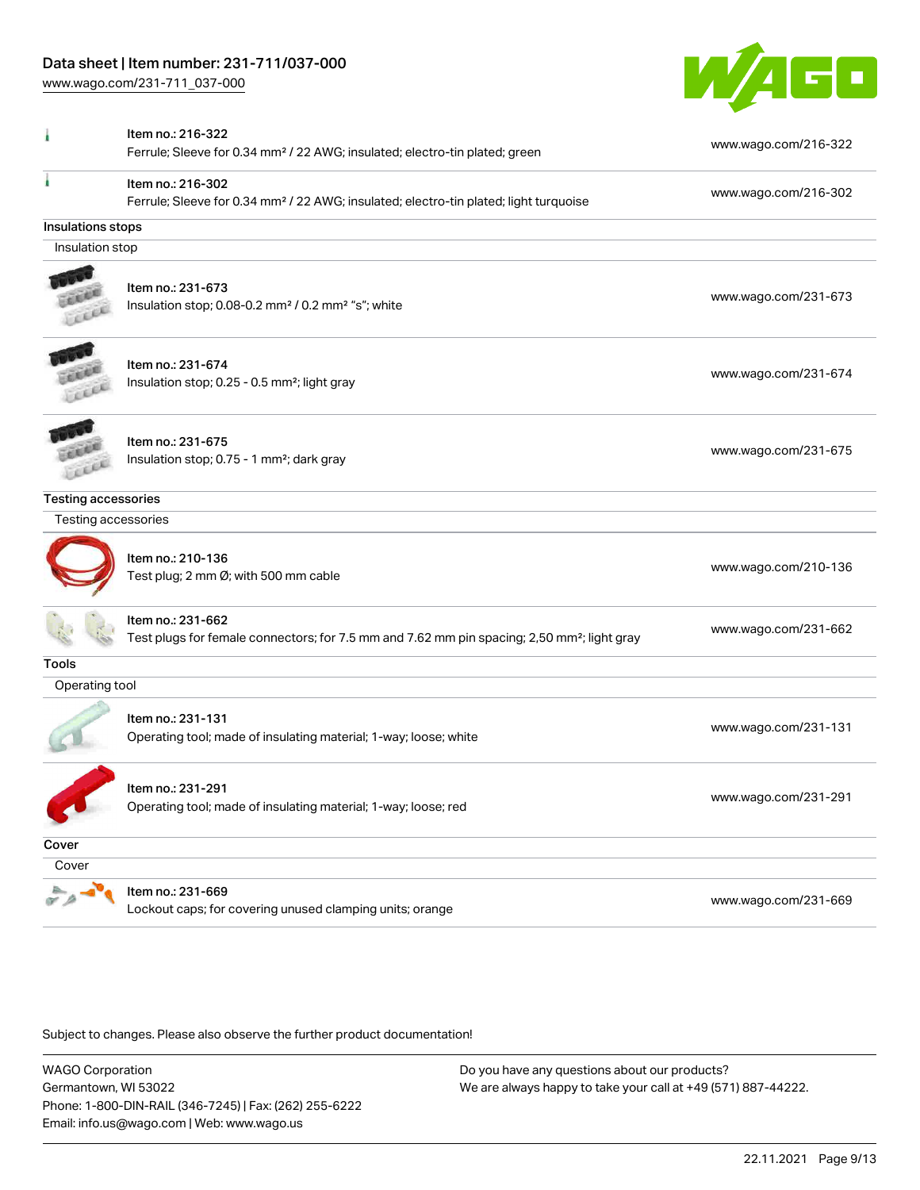| | | |
|---|---|---|
| | Item no.: 216-322<br>Ferrule; Sleeve for 0.34 mm² / 22 AWG; insulated; electro-tin plated; green | www.wago.com/216-322 |
| | Item no.: 216-302<br>Ferrule; Sleeve for 0.34 mm² / 22 AWG; insulated; electro-tin plated; light turquoise | www.wago.com/216-302 |

## Insulations stops

### Insulation stop

| | | |
|---|---|---|
| | Item no.: 231-673<br>Insulation stop; 0.08-0.2 mm² / 0.2 mm² "s"; white | www.wago.com/231-673 |
| | Item no.: 231-674<br>Insulation stop; 0.25 - 0.5 mm²; light gray | www.wago.com/231-674 |
| | Item no.: 231-675<br>Insulation stop; 0.75 - 1 mm²; dark gray | www.wago.com/231-675 |

## Testing accessories

### Testing accessories

| | | |
|---|---|---|
| | Item no.: 210-136<br>Test plug; 2 mm Ø; with 500 mm cable | www.wago.com/210-136 |
| | Item no.: 231-662<br>Test plugs for female connectors; for 7.5 mm and 7.62 mm pin spacing; 2,50 mm²; light gray | www.wago.com/231-662 |

## Tools

### Operating tool

| | | |
|---|---|---|
| | Item no.: 231-131<br>Operating tool; made of insulating material; 1-way; loose; white | www.wago.com/231-131 |
| | Item no.: 231-291<br>Operating tool; made of insulating material; 1-way; loose; red | www.wago.com/231-291 |

## Cover

### Cover

| | | |
|---|---|---|
| | Item no.: 231-669<br>Lockout caps; for covering unused clamping units; orange | www.wago.com/231-669 |

Subject to changes. Please also observe the further product documentation!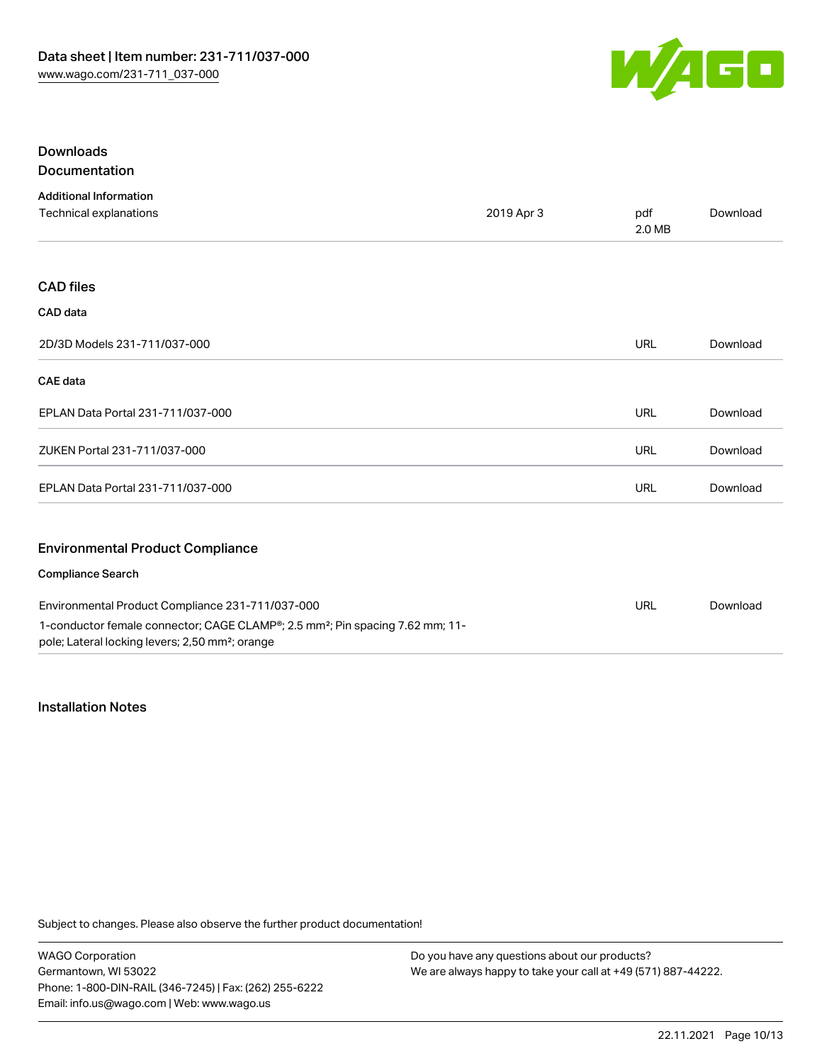## Downloads

### Documentation

#### Additional Information

| Technical explanations | 2019 Apr 3 | pdf 2.0 MB | Download |
| --- | --- | --- | --- |

## CAD files

### CAD data

| 2D/3D Models 231-711/037-000 | URL | Download |
| --- | --- | --- |

### CAE data

| EPLAN Data Portal 231-711/037-000 | URL | Download |
| --- | --- | --- |
| ZUKEN Portal 231-711/037-000 | URL | Download |
| EPLAN Data Portal 231-711/037-000 | URL | Download |

## Environmental Product Compliance

### Compliance Search

| Environmental Product Compliance 231-711/037-000<br>1-conductor female connector; CAGE CLAMP®; 2.5 mm²; Pin spacing 7.62 mm; 11-pole; Lateral locking levers; 2,50 mm²; orange | URL | Download |
| --- | --- | --- |

## Installation Notes

Subject to changes. Please also observe the further product documentation!

WAGO Corporation
Germantown, WI 53022
Phone: 1-800-DIN-RAIL (346-7245) | Fax: (262) 255-6222
Email: info.us@wago.com | Web: www.wago.us

Do you have any questions about our products?
We are always happy to take your call at +49 (571) 887-44222.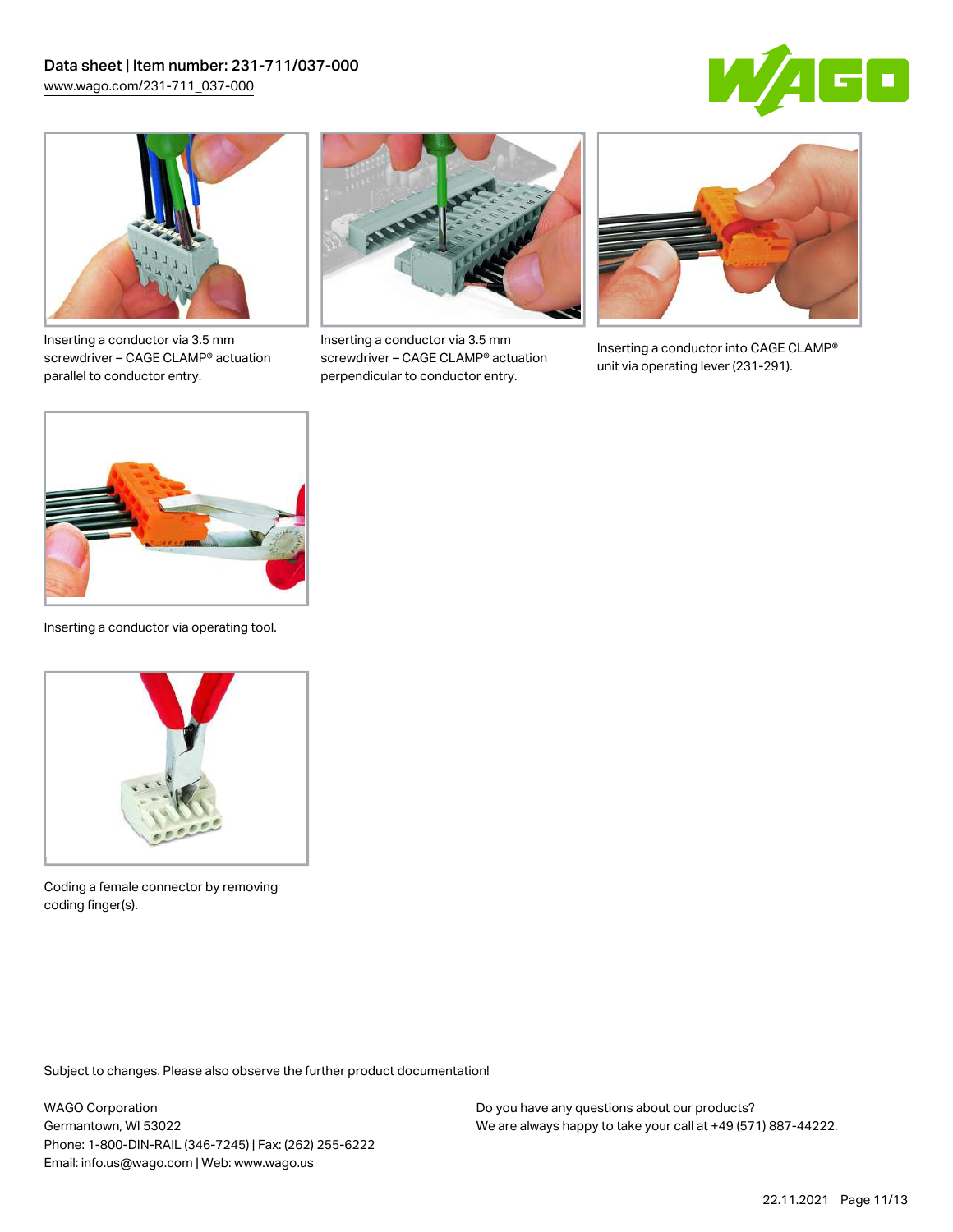Inserting a conductor via 3.5 mm screwdriver – CAGE CLAMP® actuation parallel to conductor entry.

Inserting a conductor via 3.5 mm screwdriver – CAGE CLAMP® actuation perpendicular to conductor entry.

Inserting a conductor into CAGE CLAMP® unit via operating lever (231-291).

Inserting a conductor via operating tool.

Coding a female connector by removing coding finger(s).

Subject to changes. Please also observe the further product documentation!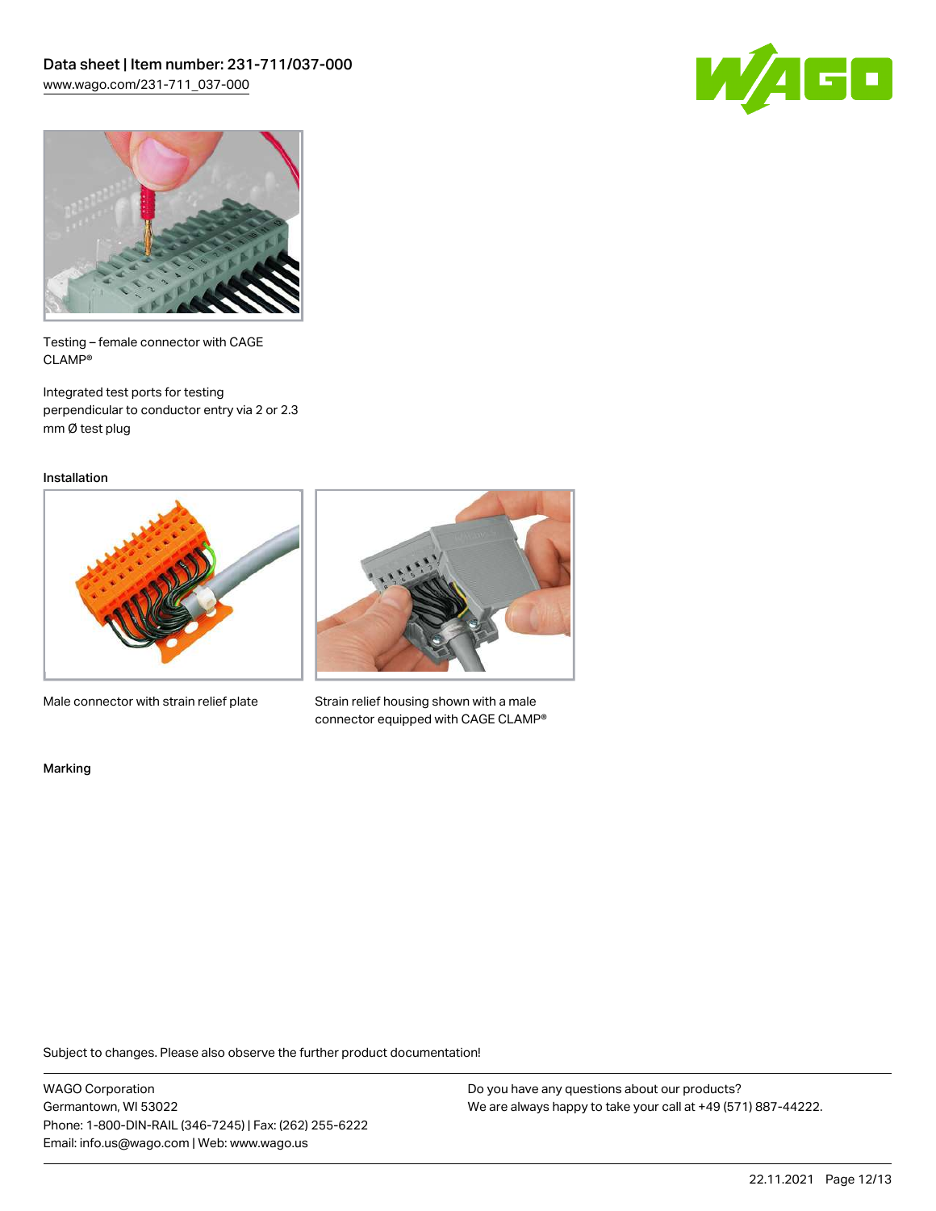Testing – female connector with CAGE CLAMP®

Integrated test ports for testing perpendicular to conductor entry via 2 or 2.3 mm Ø test plug

Installation

Male connector with strain relief plate

Strain relief housing shown with a male connector equipped with CAGE CLAMP®

Marking

Subject to changes. Please also observe the further product documentation!

WAGO Corporation
Germantown, WI 53022
Phone: 1-800-DIN-RAIL (346-7245) | Fax: (262) 255-6222
Email: info.us@wago.com | Web: www.wago.us

Do you have any questions about our products?
We are always happy to take your call at +49 (571) 887-44222.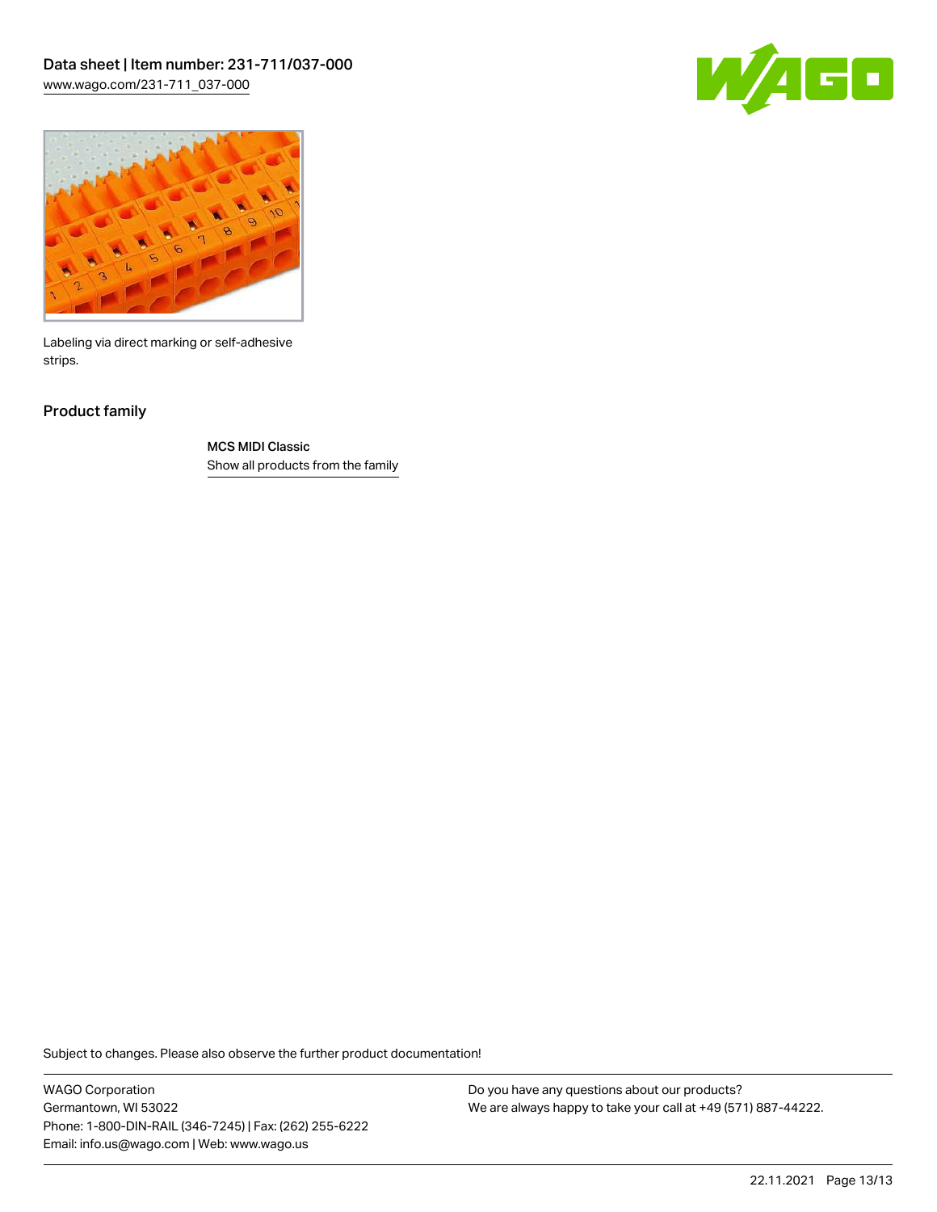Labeling via direct marking or self-adhesive strips.

## Product family

**MCS MIDI Classic**
Show all products from the family

Subject to changes. Please also observe the further product documentation!

WAGO Corporation
Germantown, WI 53022
Phone: 1-800-DIN-RAIL (346-7245) | Fax: (262) 255-6222
Email: info.us@wago.com | Web: www.wago.us

Do you have any questions about our products?
We are always happy to take your call at +49 (571) 887-44222.